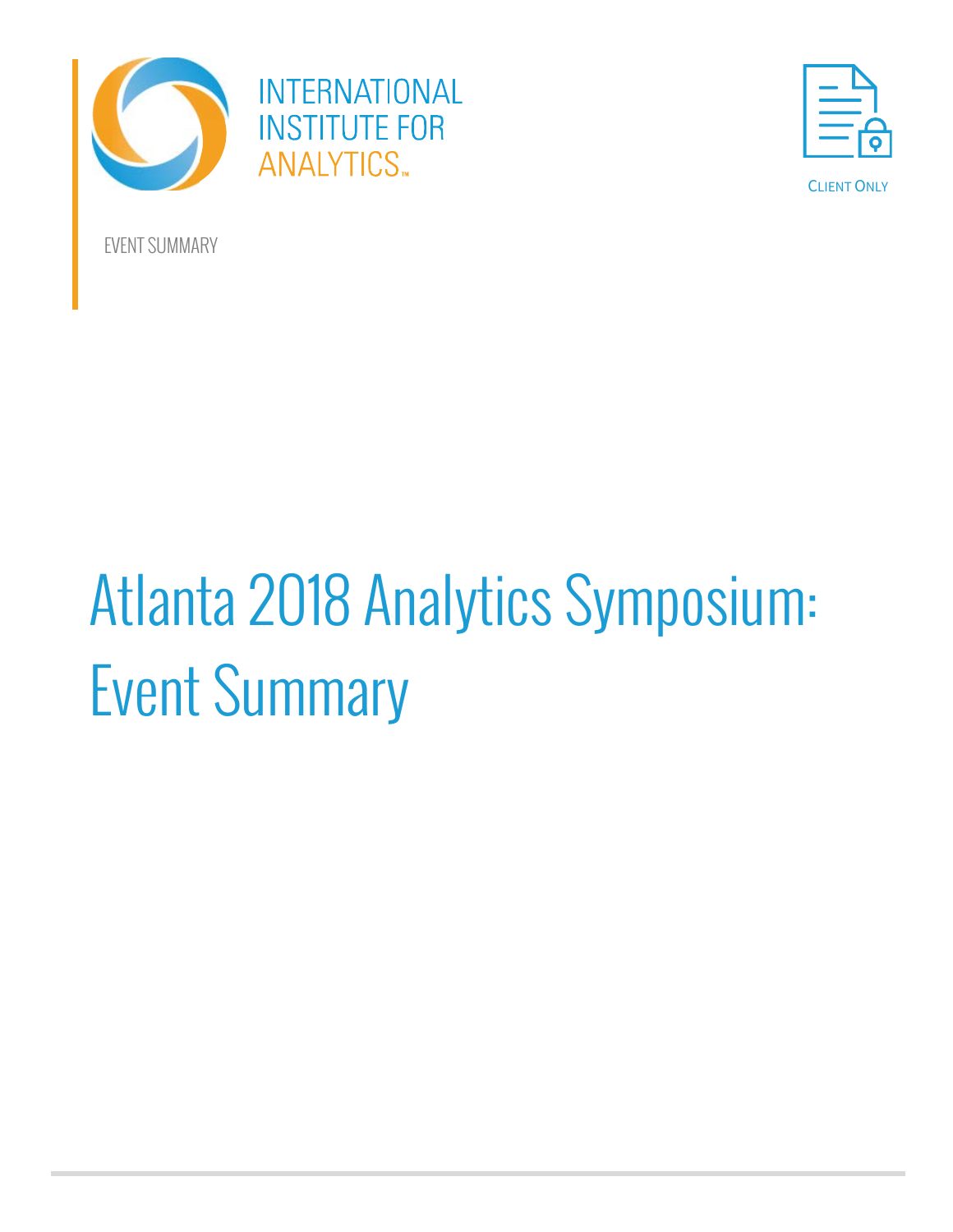INTERNATIONAL INSTITUTE FOR ANALYTICS™

CLIENT ONLY

EVENT SUMMARY

# Atlanta 2018 Analytics Symposium: Event Summary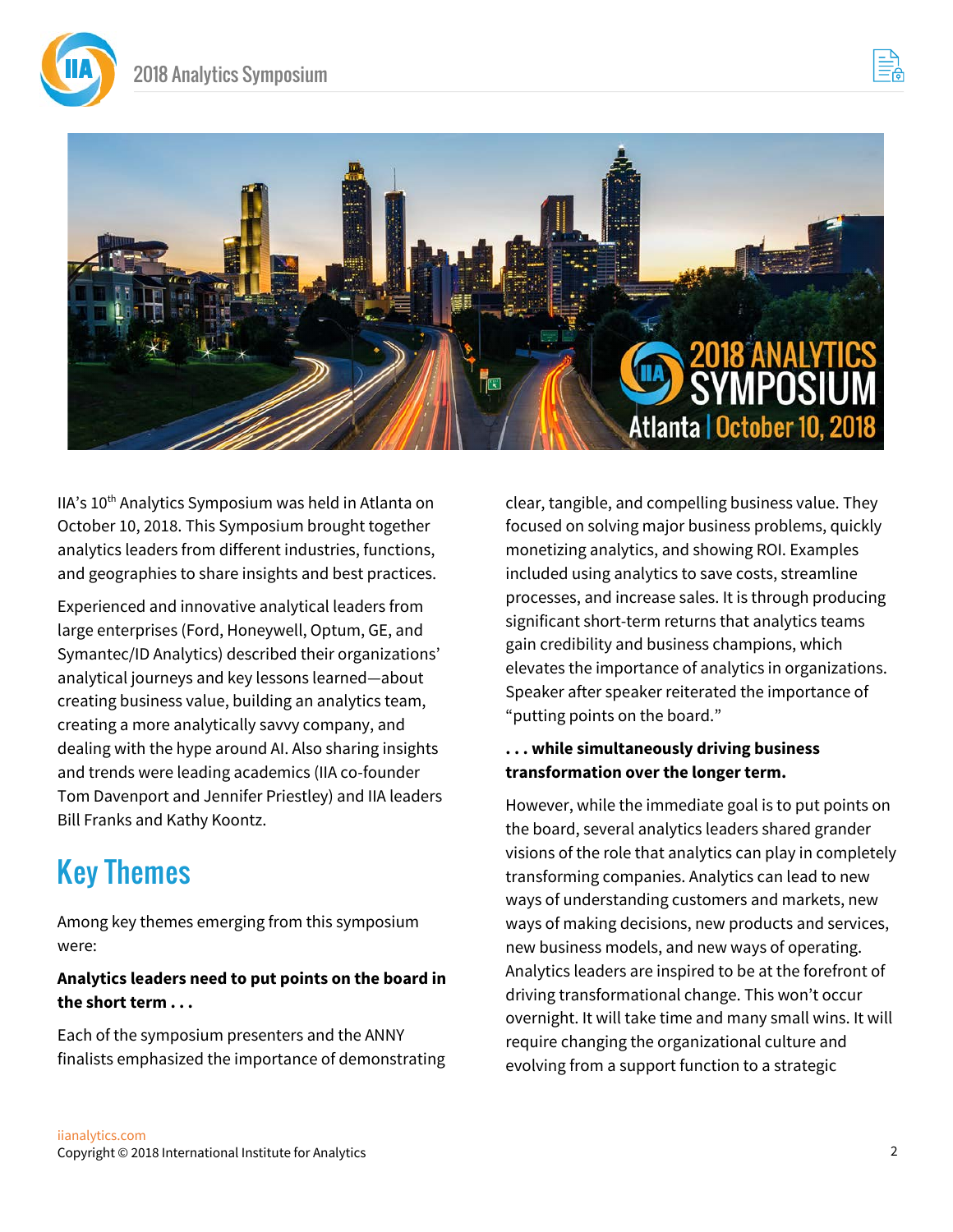IIA's 10th Analytics Symposium was held in Atlanta on October 10, 2018. This Symposium brought together analytics leaders from different industries, functions, and geographies to share insights and best practices.

Experienced and innovative analytical leaders from large enterprises (Ford, Honeywell, Optum, GE, and Symantec/ID Analytics) described their organizations' analytical journeys and key lessons learned—about creating business value, building an analytics team, creating a more analytically savvy company, and dealing with the hype around AI. Also sharing insights and trends were leading academics (IIA co-founder Tom Davenport and Jennifer Priestley) and IIA leaders Bill Franks and Kathy Koontz.

## Key Themes

Among key themes emerging from this symposium were:

**Analytics leaders need to put points on the board in the short term . . .**

Each of the symposium presenters and the ANNY finalists emphasized the importance of demonstrating clear, tangible, and compelling business value. They focused on solving major business problems, quickly monetizing analytics, and showing ROI. Examples included using analytics to save costs, streamline processes, and increase sales. It is through producing significant short-term returns that analytics teams gain credibility and business champions, which elevates the importance of analytics in organizations. Speaker after speaker reiterated the importance of "putting points on the board."

**. . . while simultaneously driving business transformation over the longer term.**

However, while the immediate goal is to put points on the board, several analytics leaders shared grander visions of the role that analytics can play in completely transforming companies. Analytics can lead to new ways of understanding customers and markets, new ways of making decisions, new products and services, new business models, and new ways of operating. Analytics leaders are inspired to be at the forefront of driving transformational change. This won't occur overnight. It will take time and many small wins. It will require changing the organizational culture and evolving from a support function to a strategic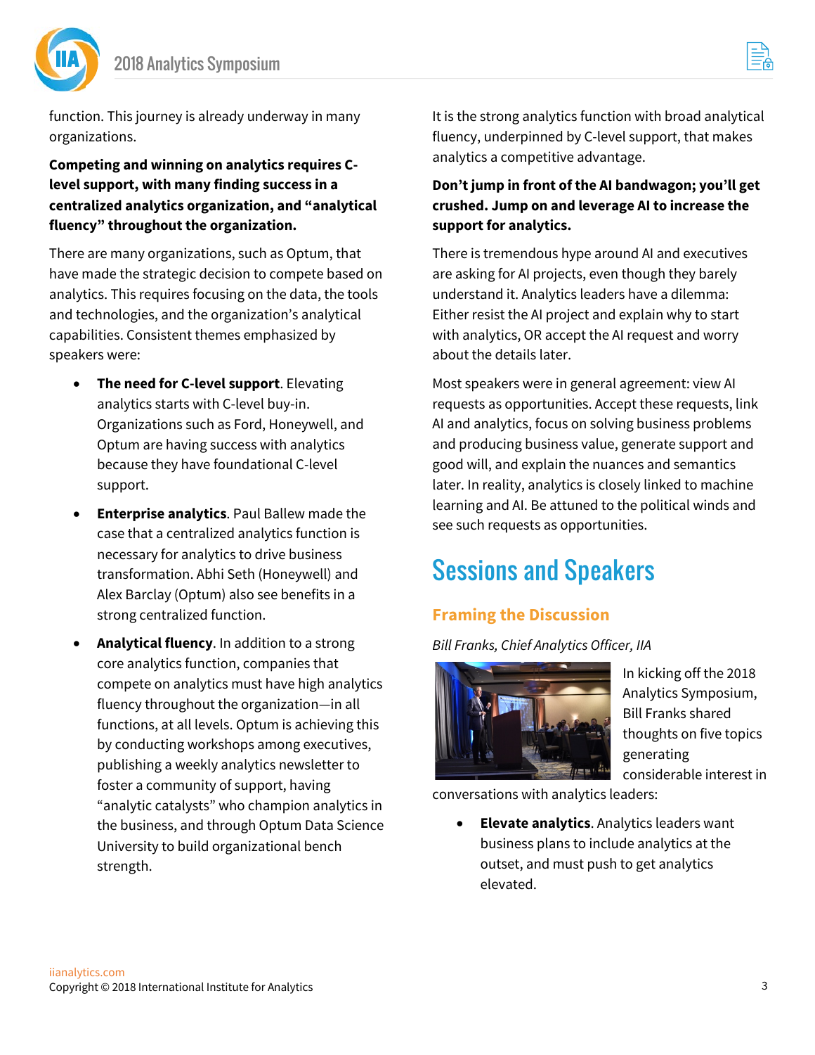function. This journey is already underway in many organizations.

**Competing and winning on analytics requires C-level support, with many finding success in a centralized analytics organization, and "analytical fluency" throughout the organization.**

There are many organizations, such as Optum, that have made the strategic decision to compete based on analytics. This requires focusing on the data, the tools and technologies, and the organization's analytical capabilities. Consistent themes emphasized by speakers were:

- **The need for C-level support**. Elevating analytics starts with C-level buy-in. Organizations such as Ford, Honeywell, and Optum are having success with analytics because they have foundational C-level support.
- **Enterprise analytics**. Paul Ballew made the case that a centralized analytics function is necessary for analytics to drive business transformation. Abhi Seth (Honeywell) and Alex Barclay (Optum) also see benefits in a strong centralized function.
- **Analytical fluency**. In addition to a strong core analytics function, companies that compete on analytics must have high analytics fluency throughout the organization—in all functions, at all levels. Optum is achieving this by conducting workshops among executives, publishing a weekly analytics newsletter to foster a community of support, having "analytic catalysts" who champion analytics in the business, and through Optum Data Science University to build organizational bench strength.

It is the strong analytics function with broad analytical fluency, underpinned by C-level support, that makes analytics a competitive advantage.

**Don't jump in front of the AI bandwagon; you'll get crushed. Jump on and leverage AI to increase the support for analytics.**

There is tremendous hype around AI and executives are asking for AI projects, even though they barely understand it. Analytics leaders have a dilemma: Either resist the AI project and explain why to start with analytics, OR accept the AI request and worry about the details later.

Most speakers were in general agreement: view AI requests as opportunities. Accept these requests, link AI and analytics, focus on solving business problems and producing business value, generate support and good will, and explain the nuances and semantics later. In reality, analytics is closely linked to machine learning and AI. Be attuned to the political winds and see such requests as opportunities.

# Sessions and Speakers

## Framing the Discussion

*Bill Franks, Chief Analytics Officer, IIA*

In kicking off the 2018 Analytics Symposium, Bill Franks shared thoughts on five topics generating considerable interest in conversations with analytics leaders:

- **Elevate analytics**. Analytics leaders want business plans to include analytics at the outset, and must push to get analytics elevated.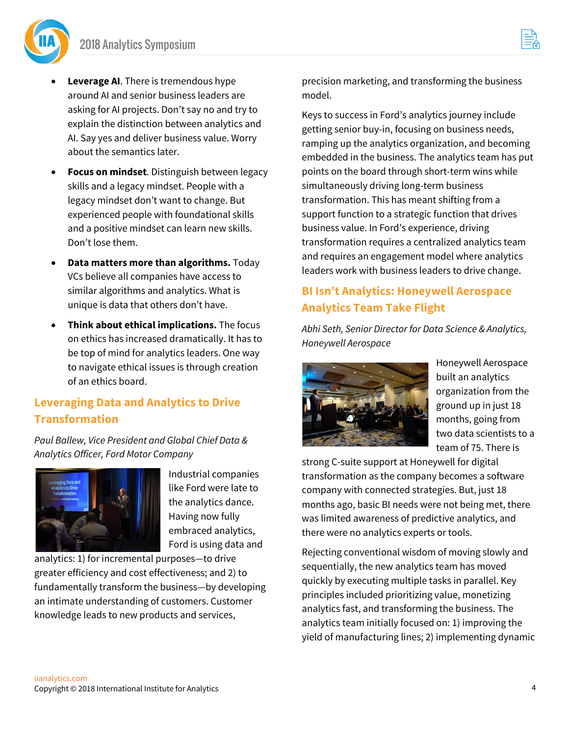- **Leverage AI**. There is tremendous hype around AI and senior business leaders are asking for AI projects. Don't say no and try to explain the distinction between analytics and AI. Say yes and deliver business value. Worry about the semantics later.
- **Focus on mindset**. Distinguish between legacy skills and a legacy mindset. People with a legacy mindset don't want to change. But experienced people with foundational skills and a positive mindset can learn new skills. Don't lose them.
- **Data matters more than algorithms.** Today VCs believe all companies have access to similar algorithms and analytics. What is unique is data that others don't have.
- **Think about ethical implications.** The focus on ethics has increased dramatically. It has to be top of mind for analytics leaders. One way to navigate ethical issues is through creation of an ethics board.

## Leveraging Data and Analytics to Drive Transformation

*Paul Ballew, Vice President and Global Chief Data & Analytics Officer, Ford Motor Company*

Industrial companies like Ford were late to the analytics dance. Having now fully embraced analytics, Ford is using data and analytics: 1) for incremental purposes—to drive greater efficiency and cost effectiveness; and 2) to fundamentally transform the business—by developing an intimate understanding of customers. Customer knowledge leads to new products and services, precision marketing, and transforming the business model.

Keys to success in Ford's analytics journey include getting senior buy-in, focusing on business needs, ramping up the analytics organization, and becoming embedded in the business. The analytics team has put points on the board through short-term wins while simultaneously driving long-term business transformation. This has meant shifting from a support function to a strategic function that drives business value. In Ford's experience, driving transformation requires a centralized analytics team and requires an engagement model where analytics leaders work with business leaders to drive change.

## BI Isn't Analytics: Honeywell Aerospace Analytics Team Take Flight

*Abhi Seth, Senior Director for Data Science & Analytics, Honeywell Aerospace*

Honeywell Aerospace built an analytics organization from the ground up in just 18 months, going from two data scientists to a team of 75. There is strong C-suite support at Honeywell for digital transformation as the company becomes a software company with connected strategies. But, just 18 months ago, basic BI needs were not being met, there was limited awareness of predictive analytics, and there were no analytics experts or tools.

Rejecting conventional wisdom of moving slowly and sequentially, the new analytics team has moved quickly by executing multiple tasks in parallel. Key principles included prioritizing value, monetizing analytics fast, and transforming the business. The analytics team initially focused on: 1) improving the yield of manufacturing lines; 2) implementing dynamic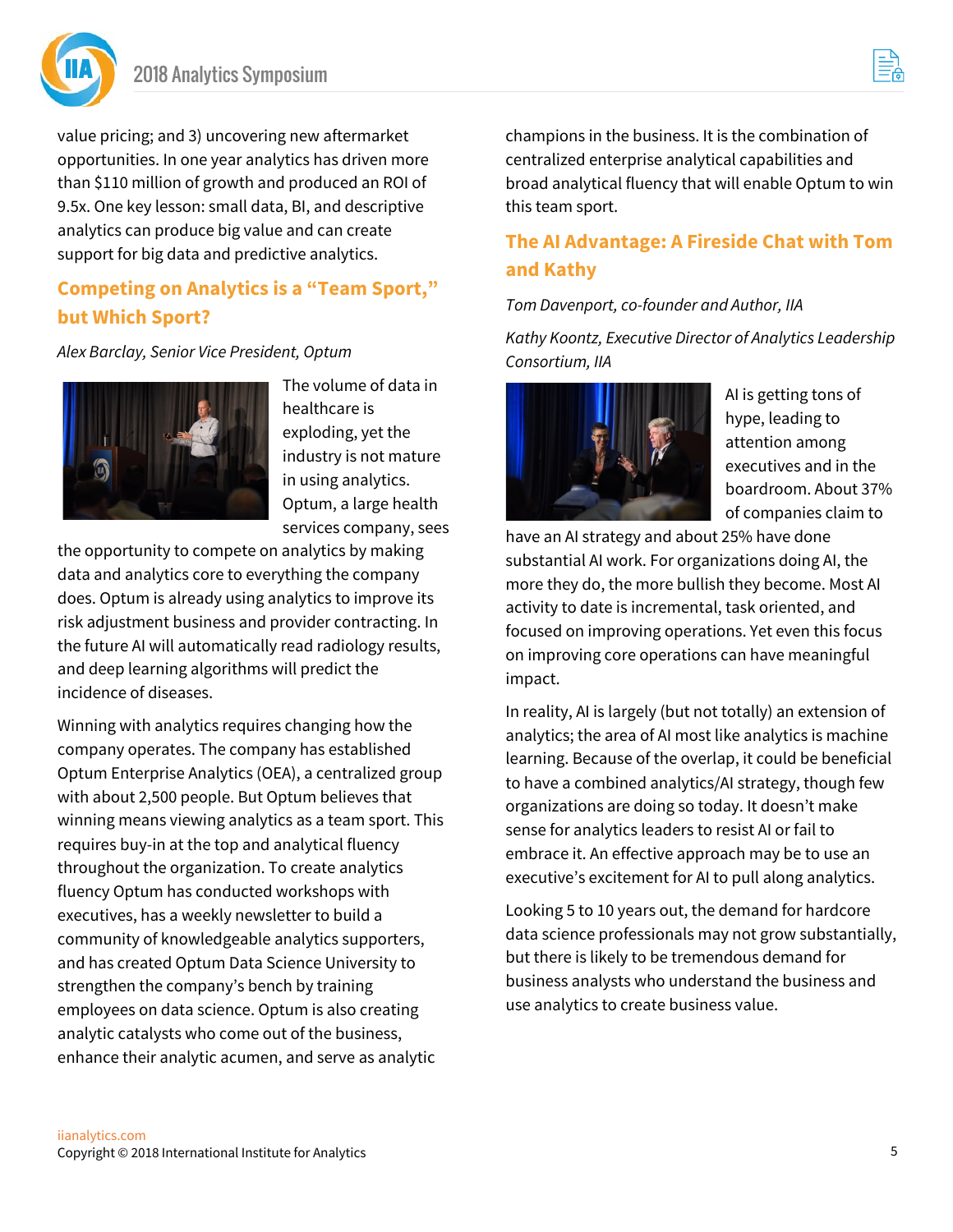value pricing; and 3) uncovering new aftermarket opportunities. In one year analytics has driven more than $110 million of growth and produced an ROI of 9.5x. One key lesson: small data, BI, and descriptive analytics can produce big value and can create support for big data and predictive analytics.

## Competing on Analytics is a "Team Sport," but Which Sport?

*Alex Barclay, Senior Vice President, Optum*

The volume of data in healthcare is exploding, yet the industry is not mature in using analytics. Optum, a large health services company, sees the opportunity to compete on analytics by making data and analytics core to everything the company does. Optum is already using analytics to improve its risk adjustment business and provider contracting. In the future AI will automatically read radiology results, and deep learning algorithms will predict the incidence of diseases.

Winning with analytics requires changing how the company operates. The company has established Optum Enterprise Analytics (OEA), a centralized group with about 2,500 people. But Optum believes that winning means viewing analytics as a team sport. This requires buy-in at the top and analytical fluency throughout the organization. To create analytics fluency Optum has conducted workshops with executives, has a weekly newsletter to build a community of knowledgeable analytics supporters, and has created Optum Data Science University to strengthen the company's bench by training employees on data science. Optum is also creating analytic catalysts who come out of the business, enhance their analytic acumen, and serve as analytic champions in the business. It is the combination of centralized enterprise analytical capabilities and broad analytical fluency that will enable Optum to win this team sport.

## The AI Advantage: A Fireside Chat with Tom and Kathy

*Tom Davenport, co-founder and Author, IIA*

*Kathy Koontz, Executive Director of Analytics Leadership Consortium, IIA*

AI is getting tons of hype, leading to attention among executives and in the boardroom. About 37% of companies claim to have an AI strategy and about 25% have done substantial AI work. For organizations doing AI, the more they do, the more bullish they become. Most AI activity to date is incremental, task oriented, and focused on improving operations. Yet even this focus on improving core operations can have meaningful impact.

In reality, AI is largely (but not totally) an extension of analytics; the area of AI most like analytics is machine learning. Because of the overlap, it could be beneficial to have a combined analytics/AI strategy, though few organizations are doing so today. It doesn't make sense for analytics leaders to resist AI or fail to embrace it. An effective approach may be to use an executive's excitement for AI to pull along analytics.

Looking 5 to 10 years out, the demand for hardcore data science professionals may not grow substantially, but there is likely to be tremendous demand for business analysts who understand the business and use analytics to create business value.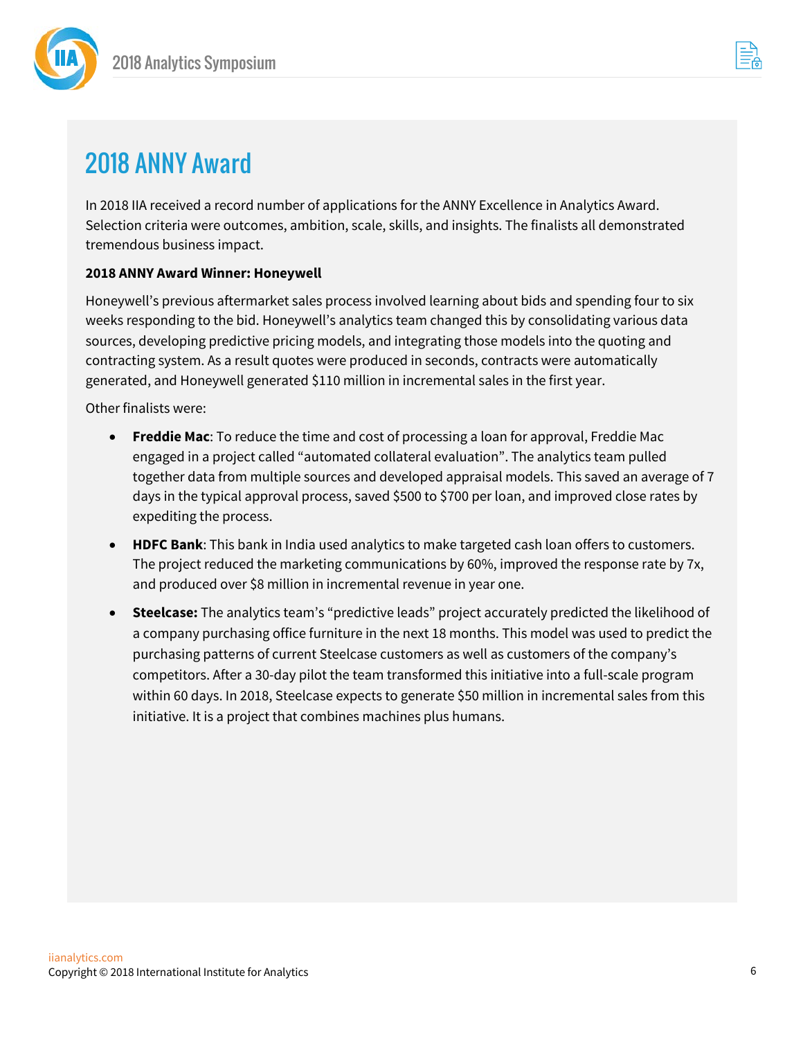## 2018 ANNY Award

In 2018 IIA received a record number of applications for the ANNY Excellence in Analytics Award. Selection criteria were outcomes, ambition, scale, skills, and insights. The finalists all demonstrated tremendous business impact.

**2018 ANNY Award Winner: Honeywell**

Honeywell's previous aftermarket sales process involved learning about bids and spending four to six weeks responding to the bid. Honeywell's analytics team changed this by consolidating various data sources, developing predictive pricing models, and integrating those models into the quoting and contracting system. As a result quotes were produced in seconds, contracts were automatically generated, and Honeywell generated $110 million in incremental sales in the first year.

Other finalists were:

- **Freddie Mac**: To reduce the time and cost of processing a loan for approval, Freddie Mac engaged in a project called "automated collateral evaluation". The analytics team pulled together data from multiple sources and developed appraisal models. This saved an average of 7 days in the typical approval process, saved $500 to $700 per loan, and improved close rates by expediting the process.
- **HDFC Bank**: This bank in India used analytics to make targeted cash loan offers to customers. The project reduced the marketing communications by 60%, improved the response rate by 7x, and produced over $8 million in incremental revenue in year one.
- **Steelcase:** The analytics team's "predictive leads" project accurately predicted the likelihood of a company purchasing office furniture in the next 18 months. This model was used to predict the purchasing patterns of current Steelcase customers as well as customers of the company's competitors. After a 30-day pilot the team transformed this initiative into a full-scale program within 60 days. In 2018, Steelcase expects to generate $50 million in incremental sales from this initiative. It is a project that combines machines plus humans.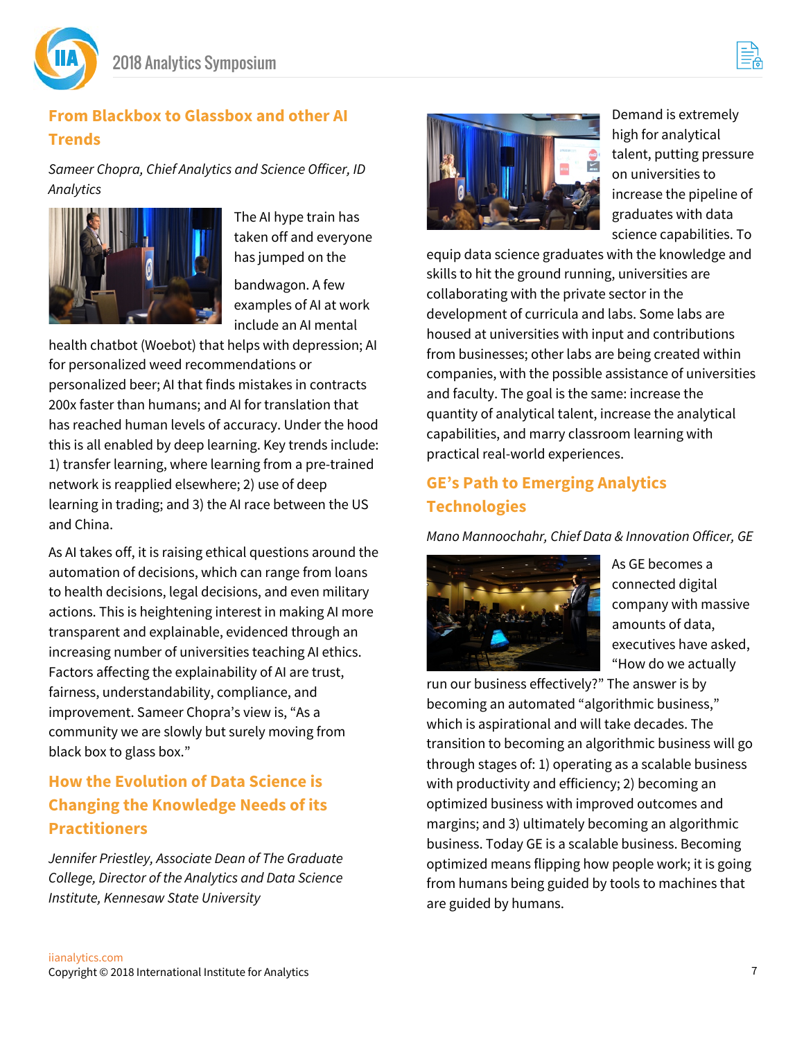## From Blackbox to Glassbox and other AI Trends

*Sameer Chopra, Chief Analytics and Science Officer, ID Analytics*

The AI hype train has taken off and everyone has jumped on the bandwagon. A few examples of AI at work include an AI mental health chatbot (Woebot) that helps with depression; AI for personalized weed recommendations or personalized beer; AI that finds mistakes in contracts 200x faster than humans; and AI for translation that has reached human levels of accuracy. Under the hood this is all enabled by deep learning. Key trends include: 1) transfer learning, where learning from a pre-trained network is reapplied elsewhere; 2) use of deep learning in trading; and 3) the AI race between the US and China.

As AI takes off, it is raising ethical questions around the automation of decisions, which can range from loans to health decisions, legal decisions, and even military actions. This is heightening interest in making AI more transparent and explainable, evidenced through an increasing number of universities teaching AI ethics. Factors affecting the explainability of AI are trust, fairness, understandability, compliance, and improvement. Sameer Chopra's view is, "As a community we are slowly but surely moving from black box to glass box."

## How the Evolution of Data Science is Changing the Knowledge Needs of its Practitioners

*Jennifer Priestley, Associate Dean of The Graduate College, Director of the Analytics and Data Science Institute, Kennesaw State University*

Demand is extremely high for analytical talent, putting pressure on universities to increase the pipeline of graduates with data science capabilities. To equip data science graduates with the knowledge and skills to hit the ground running, universities are collaborating with the private sector in the development of curricula and labs. Some labs are housed at universities with input and contributions from businesses; other labs are being created within companies, with the possible assistance of universities and faculty. The goal is the same: increase the quantity of analytical talent, increase the analytical capabilities, and marry classroom learning with practical real-world experiences.

## GE's Path to Emerging Analytics Technologies

*Mano Mannoochahr, Chief Data & Innovation Officer, GE*

As GE becomes a connected digital company with massive amounts of data, executives have asked, "How do we actually run our business effectively?" The answer is by becoming an automated "algorithmic business," which is aspirational and will take decades. The transition to becoming an algorithmic business will go through stages of: 1) operating as a scalable business with productivity and efficiency; 2) becoming an optimized business with improved outcomes and margins; and 3) ultimately becoming an algorithmic business. Today GE is a scalable business. Becoming optimized means flipping how people work; it is going from humans being guided by tools to machines that are guided by humans.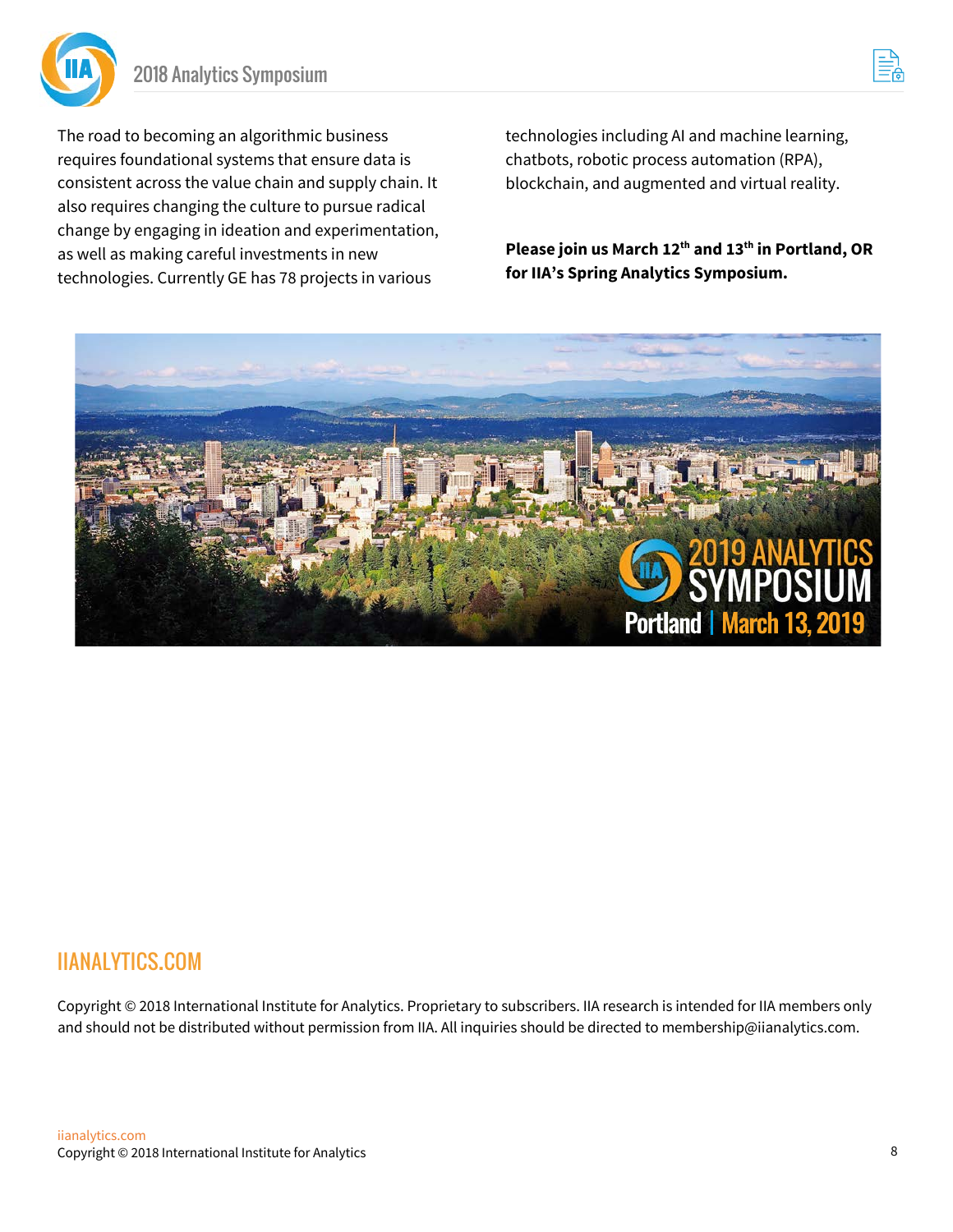The road to becoming an algorithmic business requires foundational systems that ensure data is consistent across the value chain and supply chain. It also requires changing the culture to pursue radical change by engaging in ideation and experimentation, as well as making careful investments in new technologies. Currently GE has 78 projects in various technologies including AI and machine learning, chatbots, robotic process automation (RPA), blockchain, and augmented and virtual reality.

**Please join us March 12th and 13th in Portland, OR for IIA's Spring Analytics Symposium.**

2019 ANALYTICS SYMPOSIUM

Portland | March 13, 2019

## IIANALYTICS.COM

Copyright © 2018 International Institute for Analytics. Proprietary to subscribers. IIA research is intended for IIA members only and should not be distributed without permission from IIA. All inquiries should be directed to membership@iianalytics.com.